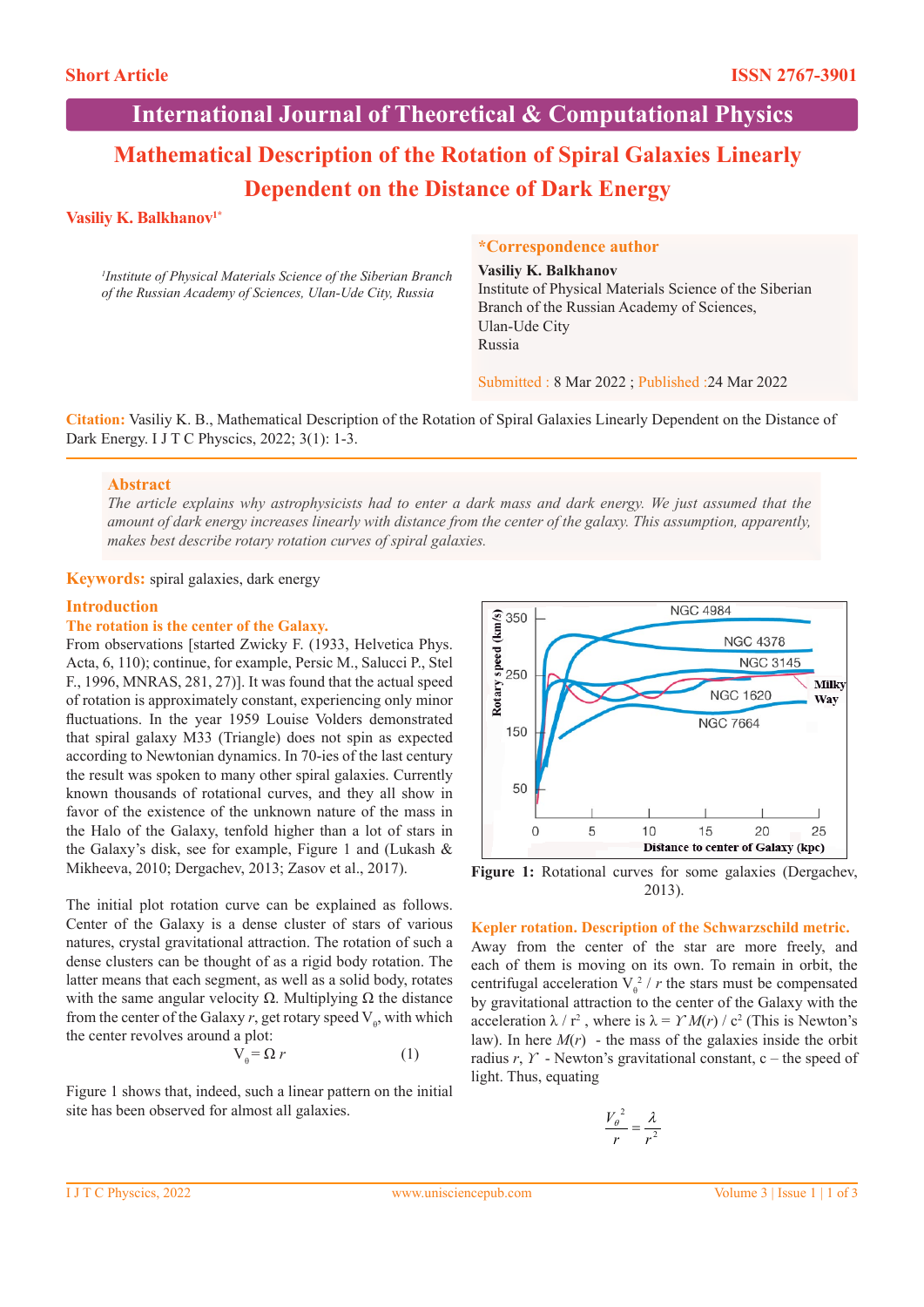Short Article

ISSN 2767-3901

# International Journal of Theoretical & Computational Physics

# Mathematical Description of the Rotation of Spiral Galaxies Linearly Dependent on the Distance of Dark Energy

**Vasiliy K. Balkhanov[1*]**

*[1]Institute of Physical Materials Science of the Siberian Branch of the Russian Academy of Sciences, Ulan-Ude City, Russia*

**\*Correspondence author**
**Vasiliy K. Balkhanov**
Institute of Physical Materials Science of the Siberian Branch of the Russian Academy of Sciences,
Ulan-Ude City
Russia

Submitted : 8 Mar 2022 ; Published :24 Mar 2022

**Citation:** Vasiliy K. B., Mathematical Description of the Rotation of Spiral Galaxies Linearly Dependent on the Distance of Dark Energy. I J T C Physcics, 2022; 3(1): 1-3.

## Abstract

*The article explains why astrophysicists had to enter a dark mass and dark energy. We just assumed that the amount of dark energy increases linearly with distance from the center of the galaxy. This assumption, apparently, makes best describe rotary rotation curves of spiral galaxies.*

**Keywords:** spiral galaxies, dark energy

## Introduction

### The rotation is the center of the Galaxy.

From observations [started Zwicky F. (1933, Helvetica Phys. Acta, 6, 110); continue, for example, Persic M., Salucci P., Stel F., 1996, MNRAS, 281, 27)]. It was found that the actual speed of rotation is approximately constant, experiencing only minor fluctuations. In the year 1959 Louise Volders demonstrated that spiral galaxy M33 (Triangle) does not spin as expected according to Newtonian dynamics. In 70-ies of the last century the result was spoken to many other spiral galaxies. Currently known thousands of rotational curves, and they all show in favor of the existence of the unknown nature of the mass in the Halo of the Galaxy, tenfold higher than a lot of stars in the Galaxy's disk, see for example, Figure 1 and (Lukash & Mikheeva, 2010; Dergachev, 2013; Zasov et al., 2017).

The initial plot rotation curve can be explained as follows. Center of the Galaxy is a dense cluster of stars of various natures, crystal gravitational attraction. The rotation of such a dense clusters can be thought of as a rigid body rotation. The latter means that each segment, as well as a solid body, rotates with the same angular velocity Ω. Multiplying Ω the distance from the center of the Galaxy $r$, get rotary speed $V_\theta$, with which the center revolves around a plot:

$$V_\theta = \Omega\, r \qquad (1)$$

Figure 1 shows that, indeed, such a linear pattern on the initial site has been observed for almost all galaxies.

**Figure 1:** Rotational curves for some galaxies (Dergachev, 2013).

### Kepler rotation. Description of the Schwarzschild metric.

Away from the center of the star are more freely, and each of them is moving on its own. To remain in orbit, the centrifugal acceleration $V_\theta^2 / r$ the stars must be compensated by gravitational attraction to the center of the Galaxy with the acceleration $\lambda / r^2$ , where is $\lambda = \Upsilon M(r) / c^2$ (This is Newton's law). In here $M(r)$ - the mass of the galaxies inside the orbit radius $r$, $\Upsilon$ - Newton's gravitational constant, c – the speed of light. Thus, equating

$$\frac{V_\theta^2}{r} = \frac{\lambda}{r^2}$$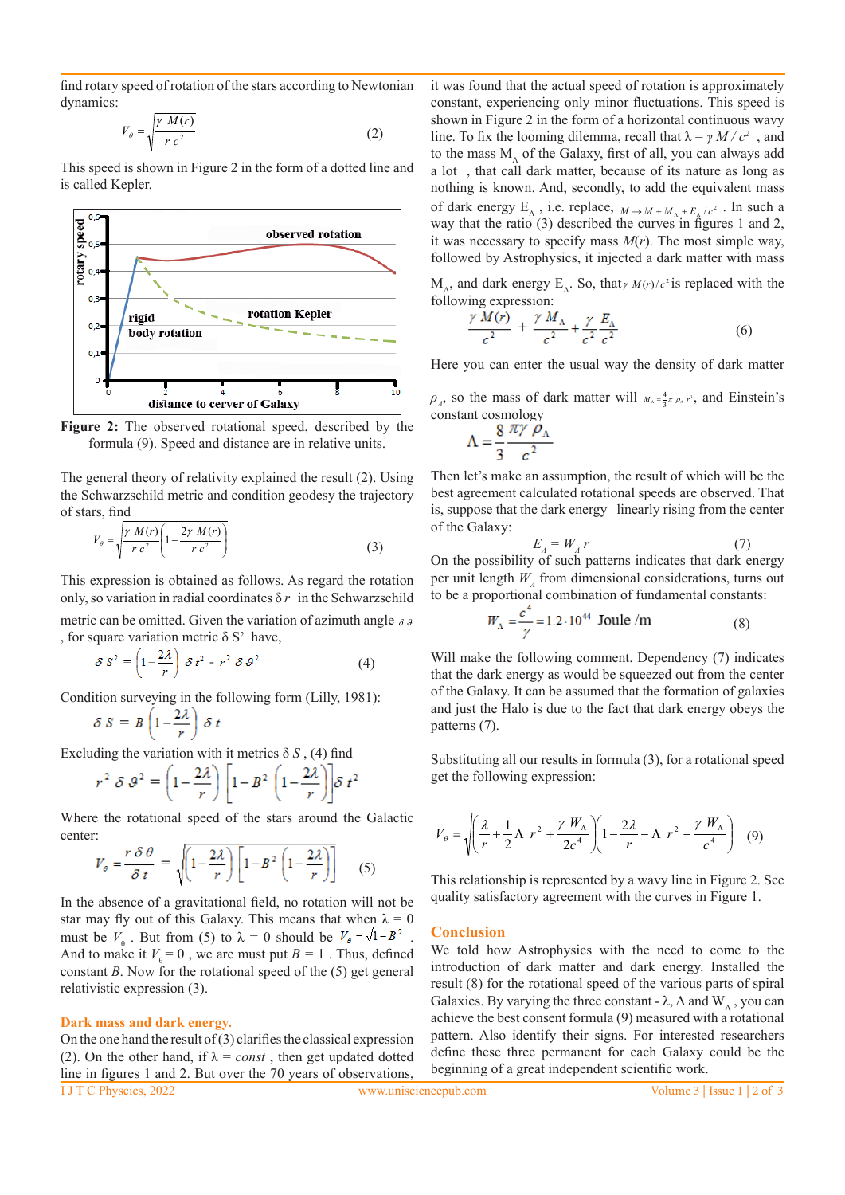find rotary speed of rotation of the stars according to Newtonian dynamics:

$$V_\theta = \sqrt{\frac{\gamma\, M(r)}{r\, c^2}} \qquad (2)$$

This speed is shown in Figure 2 in the form of a dotted line and is called Kepler.

**Figure 2:** The observed rotational speed, described by the formula (9). Speed and distance are in relative units.

The general theory of relativity explained the result (2). Using the Schwarzschild metric and condition geodesy the trajectory of stars, find

$$V_\theta = \sqrt{\frac{\gamma\, M(r)}{r\, c^2}\left(1 - \frac{2\gamma\, M(r)}{r\, c^2}\right)} \qquad (3)$$

This expression is obtained as follows. As regard the rotation only, so variation in radial coordinates $\delta\, r$ in the Schwarzschild metric can be omitted. Given the variation of azimuth angle $\delta\, \vartheta$, for square variation metric $\delta\, S^2$ have,

$$\delta\, S^2 = \left(1 - \frac{2\lambda}{r}\right)\delta\, t^2 - r^2\, \delta\, \vartheta^2 \qquad (4)$$

Condition surveying in the following form (Lilly, 1981):

$$\delta\, S = B\left(1 - \frac{2\lambda}{r}\right)\delta\, t$$

Excluding the variation with it metrics $\delta\, S$, (4) find

$$r^2\, \delta\, \vartheta^2 = \left(1 - \frac{2\lambda}{r}\right)\left[1 - B^2\left(1 - \frac{2\lambda}{r}\right)\right]\delta\, t^2$$

Where the rotational speed of the stars around the Galactic center:

$$V_\theta = \frac{r\, \delta\, \theta}{\delta\, t} = \sqrt{\left(1 - \frac{2\lambda}{r}\right)\left[1 - B^2\left(1 - \frac{2\lambda}{r}\right)\right]} \qquad (5)$$

In the absence of a gravitational field, no rotation will not be star may fly out of this Galaxy. This means that when $\lambda = 0$ must be $V_0$. But from (5) to $\lambda = 0$ should be $V_\theta = \sqrt{1 - B^2}$. And to make it $V_0 = 0$, we are must put $B = 1$. Thus, defined constant $B$. Now for the rotational speed of the (5) get general relativistic expression (3).

## Dark mass and dark energy.

On the one hand the result of (3) clarifies the classical expression (2). On the other hand, if $\lambda = const$, then get updated dotted line in figures 1 and 2. But over the 70 years of observations, it was found that the actual speed of rotation is approximately constant, experiencing only minor fluctuations. This speed is shown in Figure 2 in the form of a horizontal continuous wavy line. To fix the looming dilemma, recall that $\lambda = \gamma\, M / c^2$, and to the mass $M_\Lambda$ of the Galaxy, first of all, you can always add a lot , that call dark matter, because of its nature as long as nothing is known. And, secondly, to add the equivalent mass of dark energy $E_\Lambda$, i.e. replace, $M \to M + M_\Lambda + E_\Lambda / c^2$. In such a way that the ratio (3) described the curves in figures 1 and 2, it was necessary to specify mass $M(r)$. The most simple way, followed by Astrophysics, it injected a dark matter with mass $M_\Lambda$, and dark energy $E_\Lambda$. So, that $\gamma\, M(r)/c^2$ is replaced with the following expression:

$$\frac{\gamma\, M(r)}{c^2} + \frac{\gamma\, M_\Lambda}{c^2} + \frac{\gamma}{c^2}\frac{E_\Lambda}{c^2} \qquad (6)$$

Here you can enter the usual way the density of dark matter $\rho_\Lambda$, so the mass of dark matter will $M_\Lambda = \frac{4}{3}\pi\, \rho_\Lambda\, r^3$, and Einstein's constant cosmology

$$\Lambda = \frac{8}{3}\frac{\pi\gamma\, \rho_\Lambda}{c^2}$$

Then let's make an assumption, the result of which will be the best agreement calculated rotational speeds are observed. That is, suppose that the dark energy linearly rising from the center of the Galaxy:

$$E_\Lambda = W_\Lambda\, r \qquad (7)$$

On the possibility of such patterns indicates that dark energy per unit length $W_\Lambda$ from dimensional considerations, turns out to be a proportional combination of fundamental constants:

$$W_\Lambda = \frac{c^4}{\gamma} = 1.2 \cdot 10^{44}\ \text{Joule /m} \qquad (8)$$

Will make the following comment. Dependency (7) indicates that the dark energy as would be squeezed out from the center of the Galaxy. It can be assumed that the formation of galaxies and just the Halo is due to the fact that dark energy obeys the patterns (7).

Substituting all our results in formula (3), for a rotational speed get the following expression:

$$V_\theta = \sqrt{\left(\frac{\lambda}{r} + \frac{1}{2}\Lambda\, r^2 + \frac{\gamma\, W_\Lambda}{2c^4}\right)\left(1 - \frac{2\lambda}{r} - \Lambda\, r^2 - \frac{\gamma\, W_\Lambda}{c^4}\right)} \qquad (9)$$

This relationship is represented by a wavy line in Figure 2. See quality satisfactory agreement with the curves in Figure 1.

## Conclusion

We told how Astrophysics with the need to come to the introduction of dark matter and dark energy. Installed the result (8) for the rotational speed of the various parts of spiral Galaxies. By varying the three constant - $\lambda$, $\Lambda$ and $W_\Lambda$, you can achieve the best consent formula (9) measured with a rotational pattern. Also identify their signs. For interested researchers define these three permanent for each Galaxy could be the beginning of a great independent scientific work.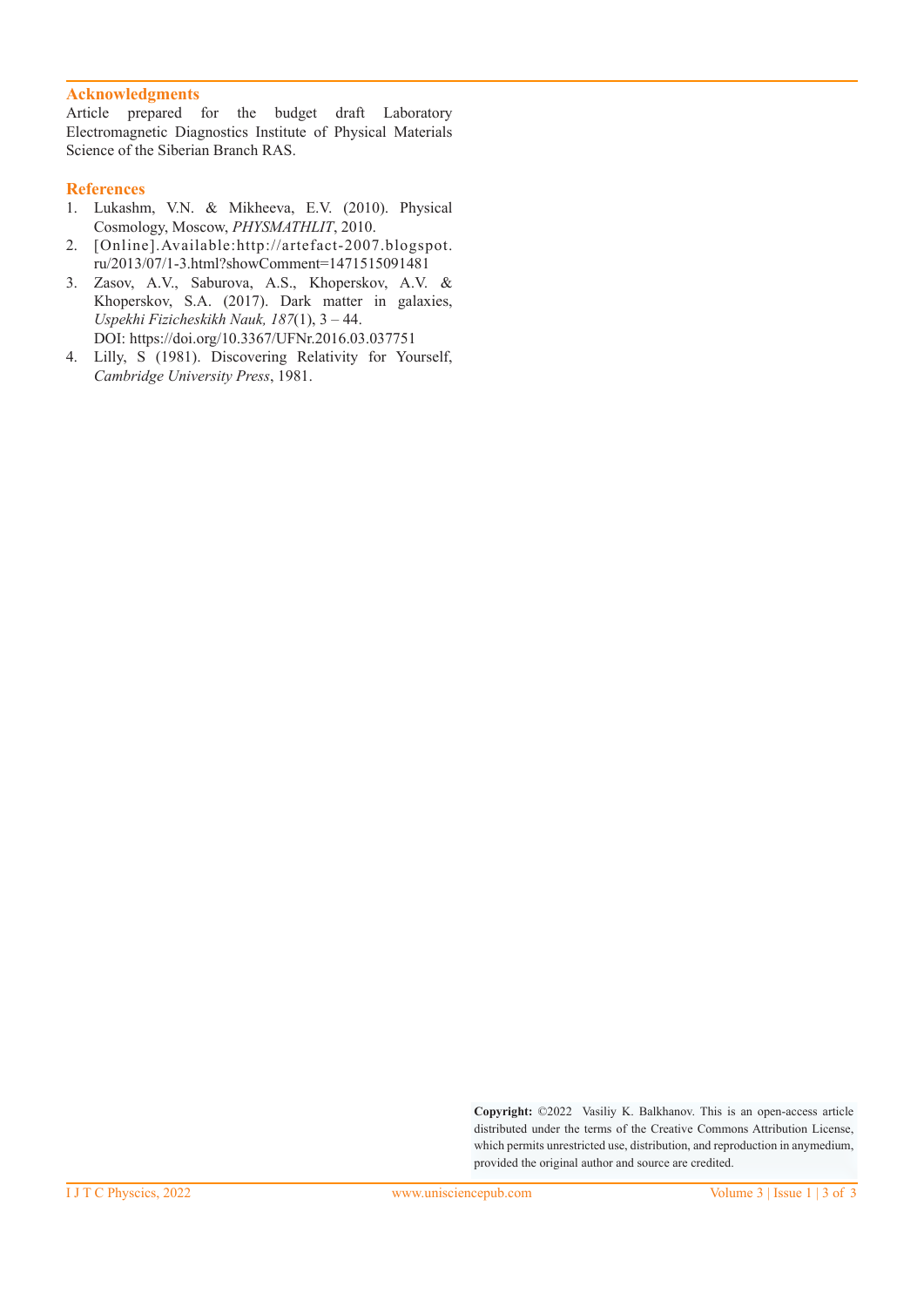## Acknowledgments

Article prepared for the budget draft Laboratory Electromagnetic Diagnostics Institute of Physical Materials Science of the Siberian Branch RAS.

## References

1. Lukashm, V.N. & Mikheeva, E.V. (2010). Physical Cosmology, Moscow, *PHYSMATHLIT*, 2010.
2. [Online].Available:http://artefact-2007.blogspot.ru/2013/07/1-3.html?showComment=1471515091481
3. Zasov, A.V., Saburova, A.S., Khoperskov, A.V. & Khoperskov, S.A. (2017). Dark matter in galaxies, *Uspekhi Fizicheskikh Nauk, 187*(1), 3 – 44. DOI: https://doi.org/10.3367/UFNr.2016.03.037751
4. Lilly, S (1981). Discovering Relativity for Yourself, *Cambridge University Press*, 1981.

**Copyright:** ©2022 Vasiliy K. Balkhanov. This is an open-access article distributed under the terms of the Creative Commons Attribution License, which permits unrestricted use, distribution, and reproduction in anymedium, provided the original author and source are credited.